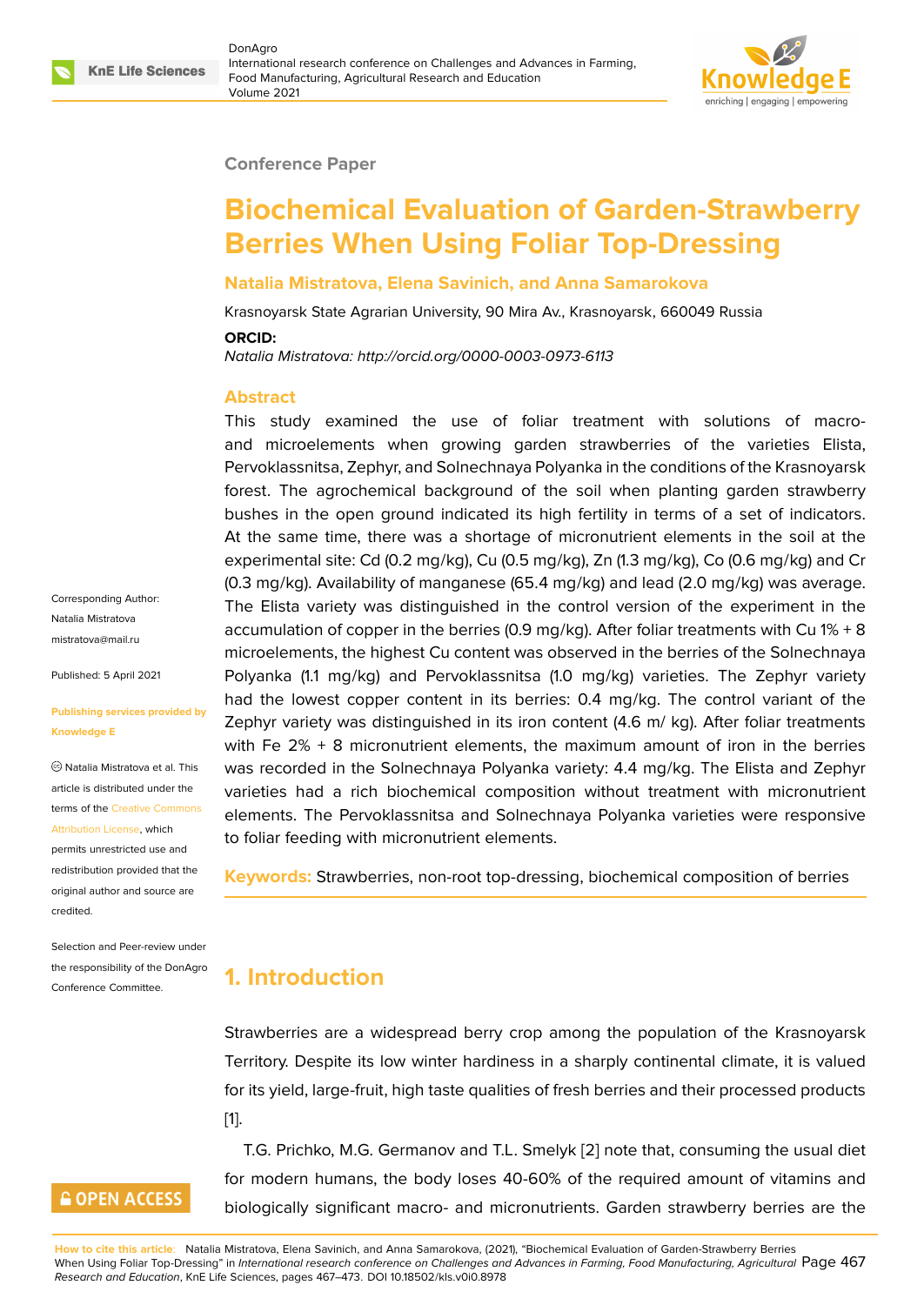Conference Paper

# Biochemical Evaluation of Garden-Strawberry Berries When Using Foliar Top-Dressing

**Natalia Mistratova, Elena Savinich, and Anna Samarokova**

Krasnoyarsk State Agrarian University, 90 Mira Av., Krasnoyarsk, 660049 Russia

**ORCID:**

*Natalia Mistratova: http://orcid.org/0000-0003-0973-6113*

## Abstract

This study examined the use of foliar treatment with solutions of macro- and microelements when growing garden strawberries of the varieties Elista, Pervoklassnitsa, Zephyr, and Solnechnaya Polyanka in the conditions of the Krasnoyarsk forest. The agrochemical background of the soil when planting garden strawberry bushes in the open ground indicated its high fertility in terms of a set of indicators. At the same time, there was a shortage of micronutrient elements in the soil at the experimental site: Cd (0.2 mg/kg), Cu (0.5 mg/kg), Zn (1.3 mg/kg), Co (0.6 mg/kg) and Cr (0.3 mg/kg). Availability of manganese (65.4 mg/kg) and lead (2.0 mg/kg) was average. The Elista variety was distinguished in the control version of the experiment in the accumulation of copper in the berries (0.9 mg/kg). After foliar treatments with Cu 1% + 8 microelements, the highest Cu content was observed in the berries of the Solnechnaya Polyanka (1.1 mg/kg) and Pervoklassnitsa (1.0 mg/kg) varieties. The Zephyr variety had the lowest copper content in its berries: 0.4 mg/kg. The control variant of the Zephyr variety was distinguished in its iron content (4.6 m/ kg). After foliar treatments with Fe 2% + 8 micronutrient elements, the maximum amount of iron in the berries was recorded in the Solnechnaya Polyanka variety: 4.4 mg/kg. The Elista and Zephyr varieties had a rich biochemical composition without treatment with micronutrient elements. The Pervoklassnitsa and Solnechnaya Polyanka varieties were responsive to foliar feeding with micronutrient elements.

**Keywords:** Strawberries, non-root top-dressing, biochemical composition of berries

Corresponding Author:
Natalia Mistratova
mistratova@mail.ru

Published: 5 April 2021

Publishing services provided by Knowledge E

© Natalia Mistratova et al. This article is distributed under the terms of the Creative Commons Attribution License, which permits unrestricted use and redistribution provided that the original author and source are credited.

Selection and Peer-review under the responsibility of the DonAgro Conference Committee.

## 1. Introduction

Strawberries are a widespread berry crop among the population of the Krasnoyarsk Territory. Despite its low winter hardiness in a sharply continental climate, it is valued for its yield, large-fruit, high taste qualities of fresh berries and their processed products [1].

T.G. Prichko, M.G. Germanov and T.L. Smelyk [2] note that, consuming the usual diet for modern humans, the body loses 40-60% of the required amount of vitamins and biologically significant macro- and micronutrients. Garden strawberry berries are the

**How to cite this article**: Natalia Mistratova, Elena Savinich, and Anna Samarokova, (2021), "Biochemical Evaluation of Garden-Strawberry Berries When Using Foliar Top-Dressing" in *International research conference on Challenges and Advances in Farming, Food Manufacturing, Agricultural Research and Education*, KnE Life Sciences, pages 467–473. DOI 10.18502/kls.v0i0.8978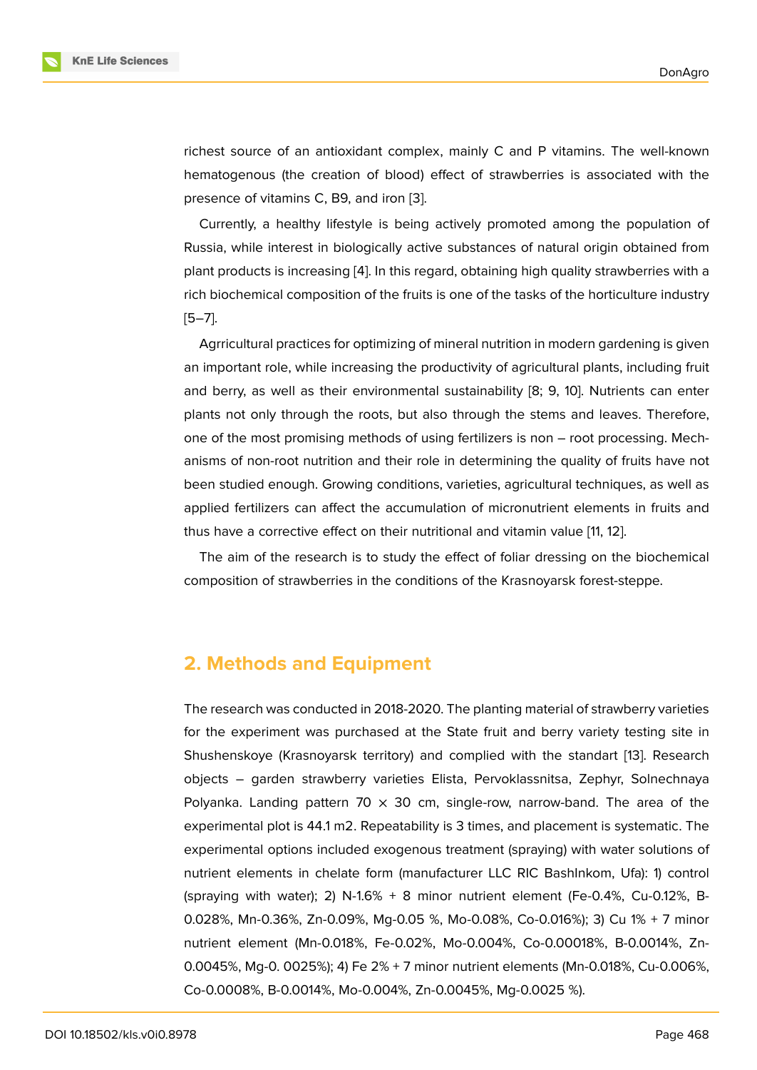richest source of an antioxidant complex, mainly C and P vitamins. The well-known hematogenous (the creation of blood) effect of strawberries is associated with the presence of vitamins C, B9, and iron [3].

Currently, a healthy lifestyle is being actively promoted among the population of Russia, while interest in biologically active substances of natural origin obtained from plant products is increasing [4]. In this regard, obtaining high quality strawberries with a rich biochemical composition of the fruits is one of the tasks of the horticulture industry [5–7].

Agrricultural practices for optimizing of mineral nutrition in modern gardening is given an important role, while increasing the productivity of agricultural plants, including fruit and berry, as well as their environmental sustainability [8; 9, 10]. Nutrients can enter plants not only through the roots, but also through the stems and leaves. Therefore, one of the most promising methods of using fertilizers is non – root processing. Mechanisms of non-root nutrition and their role in determining the quality of fruits have not been studied enough. Growing conditions, varieties, agricultural techniques, as well as applied fertilizers can affect the accumulation of micronutrient elements in fruits and thus have a corrective effect on their nutritional and vitamin value [11, 12].

The aim of the research is to study the effect of foliar dressing on the biochemical composition of strawberries in the conditions of the Krasnoyarsk forest-steppe.

## 2. Methods and Equipment

The research was conducted in 2018-2020. The planting material of strawberry varieties for the experiment was purchased at the State fruit and berry variety testing site in Shushenskoye (Krasnoyarsk territory) and complied with the standart [13]. Research objects – garden strawberry varieties Elista, Pervoklassnitsa, Zephyr, Solnechnaya Polyanka. Landing pattern 70 × 30 cm, single-row, narrow-band. The area of the experimental plot is 44.1 m2. Repeatability is 3 times, and placement is systematic. The experimental options included exogenous treatment (spraying) with water solutions of nutrient elements in chelate form (manufacturer LLC RIC BashInkom, Ufa): 1) control (spraying with water); 2) N-1.6% + 8 minor nutrient element (Fe-0.4%, Cu-0.12%, B-0.028%, Mn-0.36%, Zn-0.09%, Mg-0.05 %, Mo-0.08%, Co-0.016%); 3) Cu 1% + 7 minor nutrient element (Mn-0.018%, Fe-0.02%, Mo-0.004%, Co-0.00018%, B-0.0014%, Zn-0.0045%, Mg-0. 0025%); 4) Fe 2% + 7 minor nutrient elements (Mn-0.018%, Cu-0.006%, Co-0.0008%, B-0.0014%, Mo-0.004%, Zn-0.0045%, Mg-0.0025 %).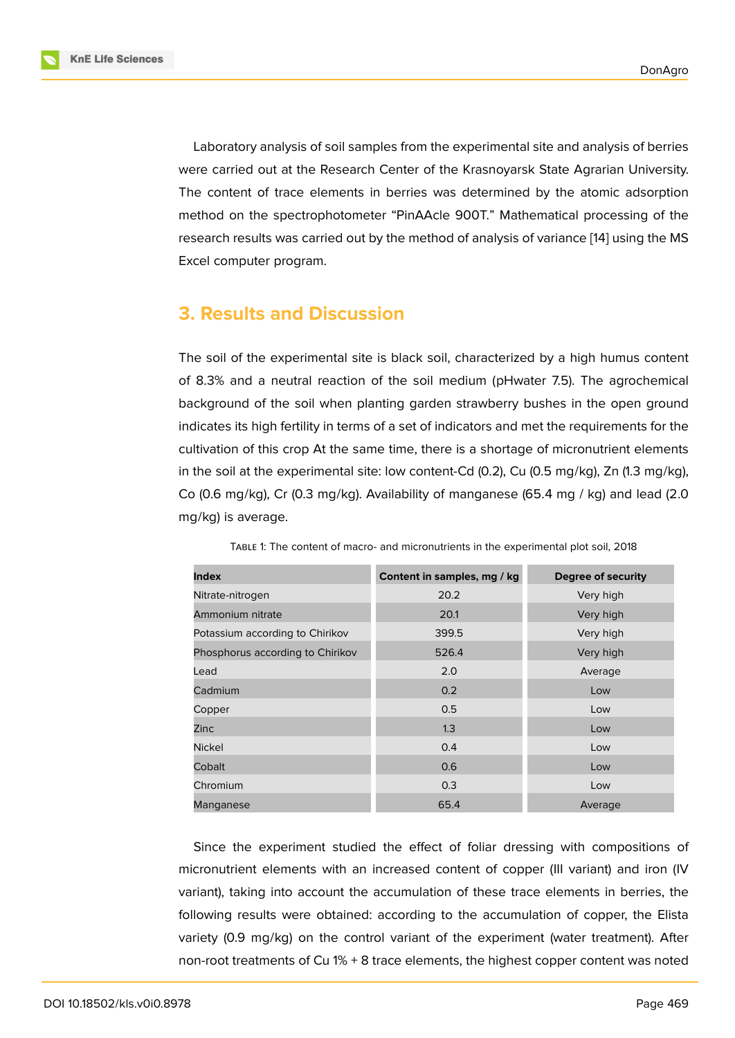Laboratory analysis of soil samples from the experimental site and analysis of berries were carried out at the Research Center of the Krasnoyarsk State Agrarian University. The content of trace elements in berries was determined by the atomic adsorption method on the spectrophotometer "PinAAcle 900T." Mathematical processing of the research results was carried out by the method of analysis of variance [14] using the MS Excel computer program.

## 3. Results and Discussion

The soil of the experimental site is black soil, characterized by a high humus content of 8.3% and a neutral reaction of the soil medium (pHwater 7.5). The agrochemical background of the soil when planting garden strawberry bushes in the open ground indicates its high fertility in terms of a set of indicators and met the requirements for the cultivation of this crop At the same time, there is a shortage of micronutrient elements in the soil at the experimental site: low content-Cd (0.2), Cu (0.5 mg/kg), Zn (1.3 mg/kg), Co (0.6 mg/kg), Cr (0.3 mg/kg). Availability of manganese (65.4 mg / kg) and lead (2.0 mg/kg) is average.

TABLE 1: The content of macro- and micronutrients in the experimental plot soil, 2018

| Index | Content in samples, mg / kg | Degree of security |
|---|---|---|
| Nitrate-nitrogen | 20.2 | Very high |
| Ammonium nitrate | 20.1 | Very high |
| Potassium according to Chirikov | 399.5 | Very high |
| Phosphorus according to Chirikov | 526.4 | Very high |
| Lead | 2.0 | Average |
| Cadmium | 0.2 | Low |
| Copper | 0.5 | Low |
| Zinc | 1.3 | Low |
| Nickel | 0.4 | Low |
| Cobalt | 0.6 | Low |
| Chromium | 0.3 | Low |
| Manganese | 65.4 | Average |

Since the experiment studied the effect of foliar dressing with compositions of micronutrient elements with an increased content of copper (III variant) and iron (IV variant), taking into account the accumulation of these trace elements in berries, the following results were obtained: according to the accumulation of copper, the Elista variety (0.9 mg/kg) on the control variant of the experiment (water treatment). After non-root treatments of Cu 1% + 8 trace elements, the highest copper content was noted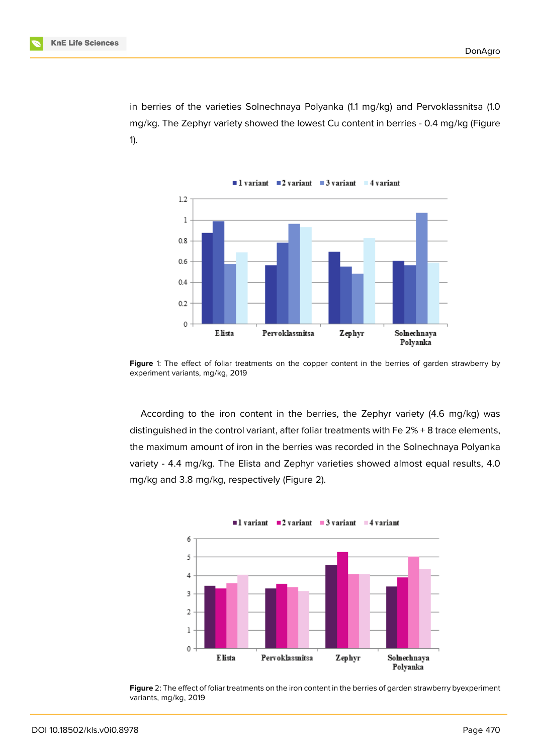in berries of the varieties Solnechnaya Polyanka (1.1 mg/kg) and Pervoklassnitsa (1.0 mg/kg. The Zephyr variety showed the lowest Cu content in berries - 0.4 mg/kg (Figure 1).

**Figure** 1: The effect of foliar treatments on the copper content in the berries of garden strawberry by experiment variants, mg/kg, 2019

According to the iron content in the berries, the Zephyr variety (4.6 mg/kg) was distinguished in the control variant, after foliar treatments with Fe 2% + 8 trace elements, the maximum amount of iron in the berries was recorded in the Solnechnaya Polyanka variety - 4.4 mg/kg. The Elista and Zephyr varieties showed almost equal results, 4.0 mg/kg and 3.8 mg/kg, respectively (Figure 2).

**Figure** 2: The effect of foliar treatments on the iron content in the berries of garden strawberry byexperiment variants, mg/kg, 2019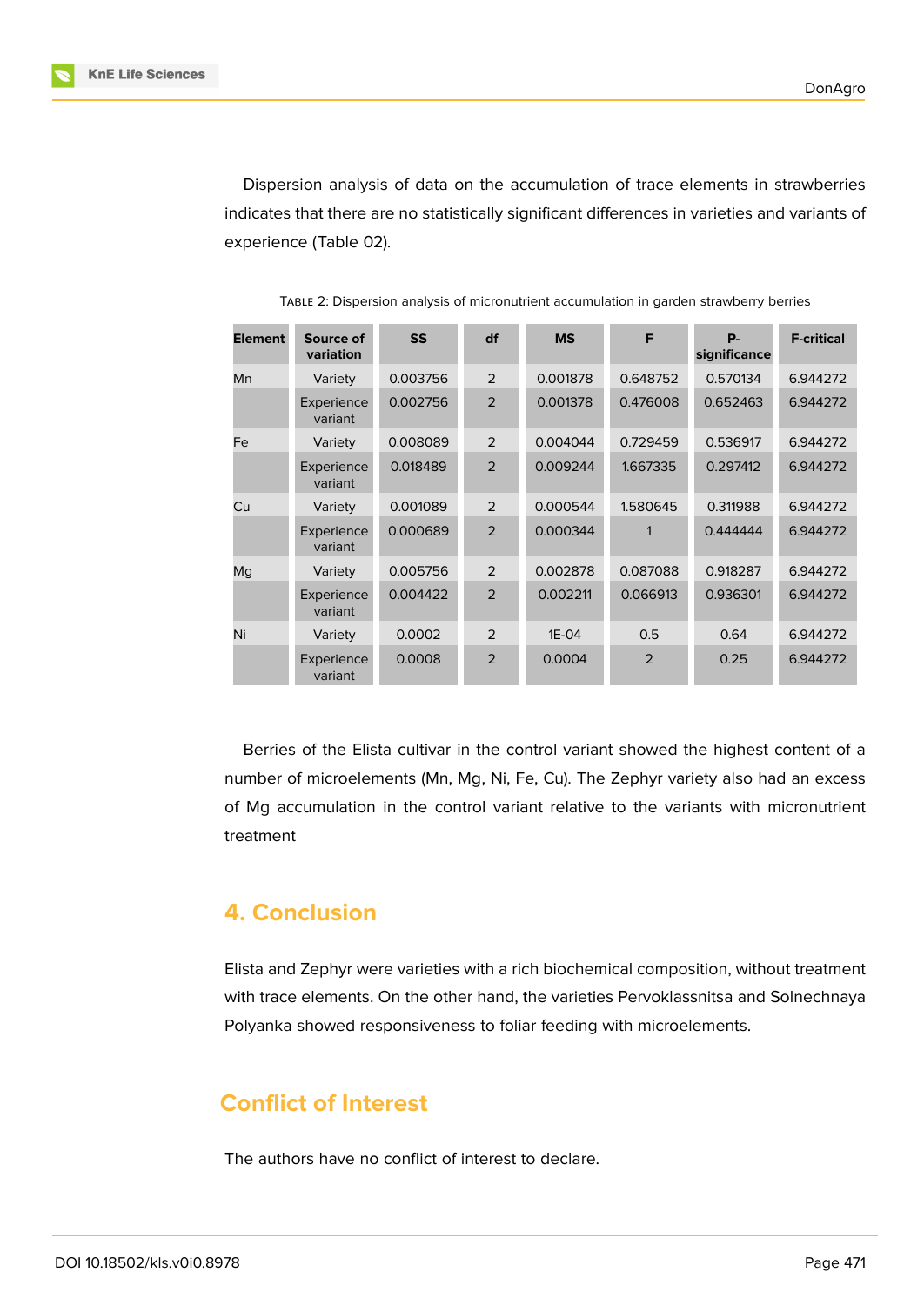Dispersion analysis of data on the accumulation of trace elements in strawberries indicates that there are no statistically significant differences in varieties and variants of experience (Table 02).

Table 2: Dispersion analysis of micronutrient accumulation in garden strawberry berries

| Element | Source of variation | SS | df | MS | F | P-significance | F-critical |
|---|---|---|---|---|---|---|---|
| Mn | Variety | 0.003756 | 2 | 0.001878 | 0.648752 | 0.570134 | 6.944272 |
| | Experience variant | 0.002756 | 2 | 0.001378 | 0.476008 | 0.652463 | 6.944272 |
| Fe | Variety | 0.008089 | 2 | 0.004044 | 0.729459 | 0.536917 | 6.944272 |
| | Experience variant | 0.018489 | 2 | 0.009244 | 1.667335 | 0.297412 | 6.944272 |
| Cu | Variety | 0.001089 | 2 | 0.000544 | 1.580645 | 0.311988 | 6.944272 |
| | Experience variant | 0.000689 | 2 | 0.000344 | 1 | 0.444444 | 6.944272 |
| Mg | Variety | 0.005756 | 2 | 0.002878 | 0.087088 | 0.918287 | 6.944272 |
| | Experience variant | 0.004422 | 2 | 0.002211 | 0.066913 | 0.936301 | 6.944272 |
| Ni | Variety | 0.0002 | 2 | 1E-04 | 0.5 | 0.64 | 6.944272 |
| | Experience variant | 0.0008 | 2 | 0.0004 | 2 | 0.25 | 6.944272 |

Berries of the Elista cultivar in the control variant showed the highest content of a number of microelements (Mn, Mg, Ni, Fe, Cu). The Zephyr variety also had an excess of Mg accumulation in the control variant relative to the variants with micronutrient treatment

## 4. Conclusion

Elista and Zephyr were varieties with a rich biochemical composition, without treatment with trace elements. On the other hand, the varieties Pervoklassnitsa and Solnechnaya Polyanka showed responsiveness to foliar feeding with microelements.

## Conflict of Interest

The authors have no conflict of interest to declare.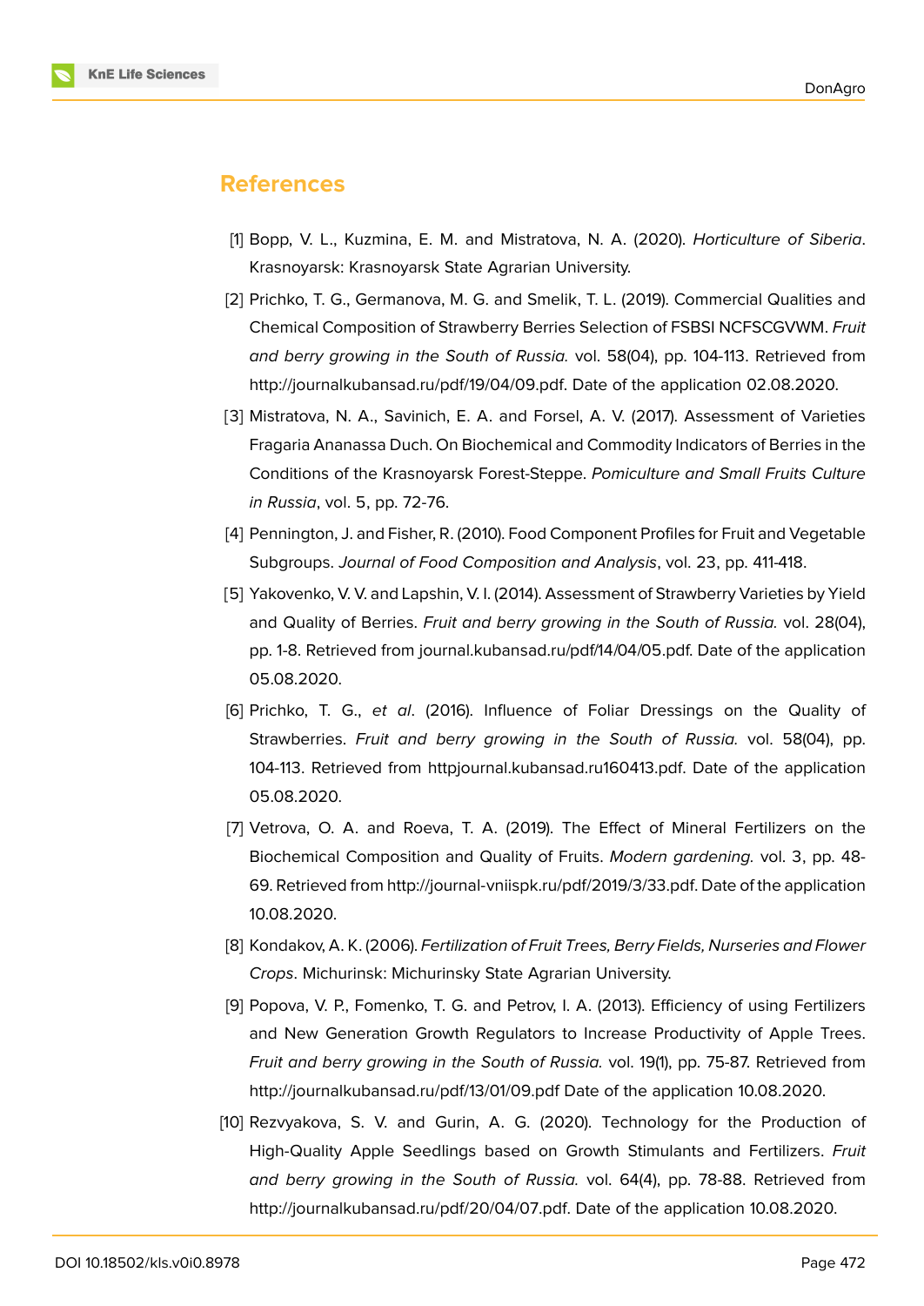## References

[1] Bopp, V. L., Kuzmina, E. M. and Mistratova, N. A. (2020). *Horticulture of Siberia*. Krasnoyarsk: Krasnoyarsk State Agrarian University.

[2] Prichko, T. G., Germanova, M. G. and Smelik, T. L. (2019). Commercial Qualities and Chemical Composition of Strawberry Berries Selection of FSBSI NCFSCGVWM. *Fruit and berry growing in the South of Russia.* vol. 58(04), pp. 104-113. Retrieved from http://journalkubansad.ru/pdf/19/04/09.pdf. Date of the application 02.08.2020.

[3] Mistratova, N. A., Savinich, E. A. and Forsel, A. V. (2017). Assessment of Varieties Fragaria Ananassa Duch. On Biochemical and Commodity Indicators of Berries in the Conditions of the Krasnoyarsk Forest-Steppe. *Pomiculture and Small Fruits Culture in Russia*, vol. 5, pp. 72-76.

[4] Pennington, J. and Fisher, R. (2010). Food Component Profiles for Fruit and Vegetable Subgroups. *Journal of Food Composition and Analysis*, vol. 23, pp. 411-418.

[5] Yakovenko, V. V. and Lapshin, V. I. (2014). Assessment of Strawberry Varieties by Yield and Quality of Berries. *Fruit and berry growing in the South of Russia.* vol. 28(04), pp. 1-8. Retrieved from journal.kubansad.ru/pdf/14/04/05.pdf. Date of the application 05.08.2020.

[6] Prichko, T. G., *et al*. (2016). Influence of Foliar Dressings on the Quality of Strawberries. *Fruit and berry growing in the South of Russia.* vol. 58(04), pp. 104-113. Retrieved from httpjournal.kubansad.ru160413.pdf. Date of the application 05.08.2020.

[7] Vetrova, O. A. and Roeva, T. A. (2019). The Effect of Mineral Fertilizers on the Biochemical Composition and Quality of Fruits. *Modern gardening.* vol. 3, pp. 48-69. Retrieved from http://journal-vniispk.ru/pdf/2019/3/33.pdf. Date of the application 10.08.2020.

[8] Kondakov, A. K. (2006). *Fertilization of Fruit Trees, Berry Fields, Nurseries and Flower Crops*. Michurinsk: Michurinsky State Agrarian University.

[9] Popova, V. P., Fomenko, T. G. and Petrov, I. A. (2013). Efficiency of using Fertilizers and New Generation Growth Regulators to Increase Productivity of Apple Trees. *Fruit and berry growing in the South of Russia.* vol. 19(1), pp. 75-87. Retrieved from http://journalkubansad.ru/pdf/13/01/09.pdf Date of the application 10.08.2020.

[10] Rezvyakova, S. V. and Gurin, A. G. (2020). Technology for the Production of High-Quality Apple Seedlings based on Growth Stimulants and Fertilizers. *Fruit and berry growing in the South of Russia.* vol. 64(4), pp. 78-88. Retrieved from http://journalkubansad.ru/pdf/20/04/07.pdf. Date of the application 10.08.2020.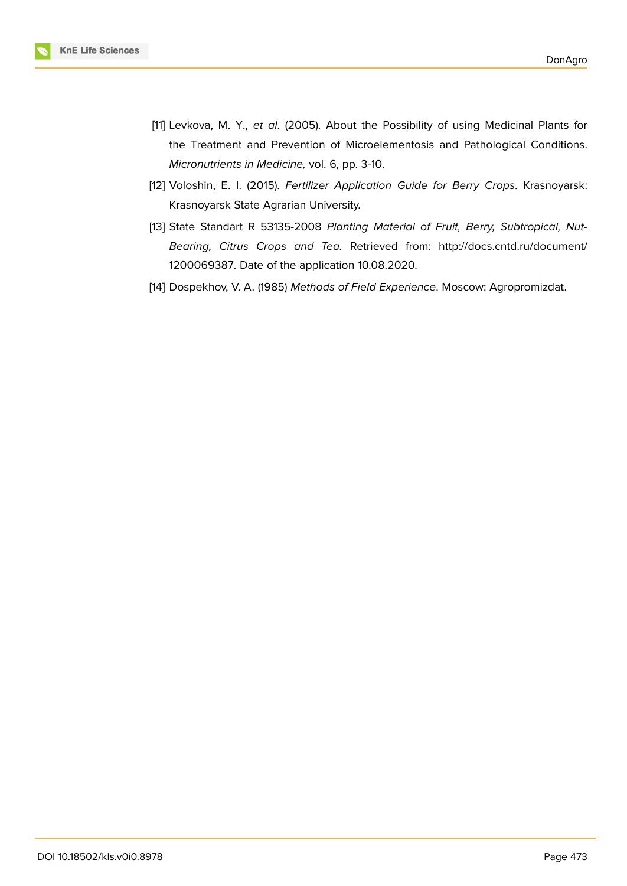[11] Levkova, M. Y., *et al*. (2005). About the Possibility of using Medicinal Plants for the Treatment and Prevention of Microelementosis and Pathological Conditions. *Micronutrients in Medicine,* vol. 6, pp. 3-10.

[12] Voloshin, E. I. (2015). *Fertilizer Application Guide for Berry Crops*. Krasnoyarsk: Krasnoyarsk State Agrarian University.

[13] State Standart R 53135-2008 *Planting Material of Fruit, Berry, Subtropical, Nut-Bearing, Citrus Crops and Tea.* Retrieved from: http://docs.cntd.ru/document/1200069387. Date of the application 10.08.2020.

[14] Dospekhov, V. A. (1985) *Methods of Field Experience*. Moscow: Agropromizdat.